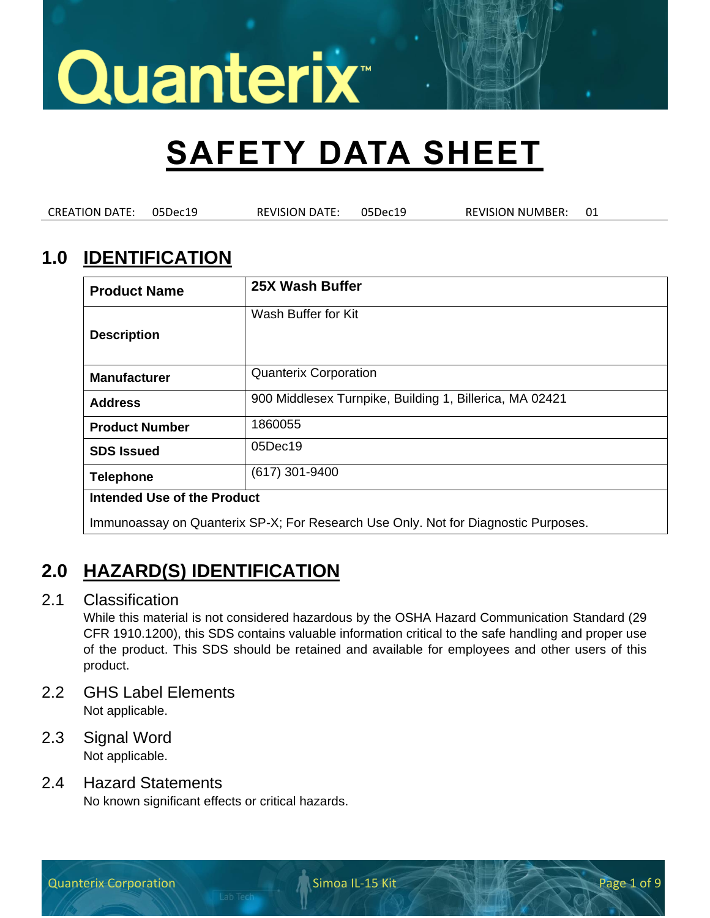# SAFETY DATA SHEET

CREATION DATE: 05Dec19 REVISION DATE: 05Dec19 REVISION NUMBER: 01

## 1.0 IDENTIFICATION

| **Product Name** | **25X Wash Buffer** |
|---|---|
| **Description** | Wash Buffer for Kit |
| **Manufacturer** | Quanterix Corporation |
| **Address** | 900 Middlesex Turnpike, Building 1, Billerica, MA 02421 |
| **Product Number** | 1860055 |
| **SDS Issued** | 05Dec19 |
| **Telephone** | (617) 301-9400 |
| **Intended Use of the Product** | |
| Immunoassay on Quanterix SP-X; For Research Use Only. Not for Diagnostic Purposes. | |

## 2.0 HAZARD(S) IDENTIFICATION

### 2.1 Classification

While this material is not considered hazardous by the OSHA Hazard Communication Standard (29 CFR 1910.1200), this SDS contains valuable information critical to the safe handling and proper use of the product. This SDS should be retained and available for employees and other users of this product.

### 2.2 GHS Label Elements

Not applicable.

### 2.3 Signal Word

Not applicable.

### 2.4 Hazard Statements

No known significant effects or critical hazards.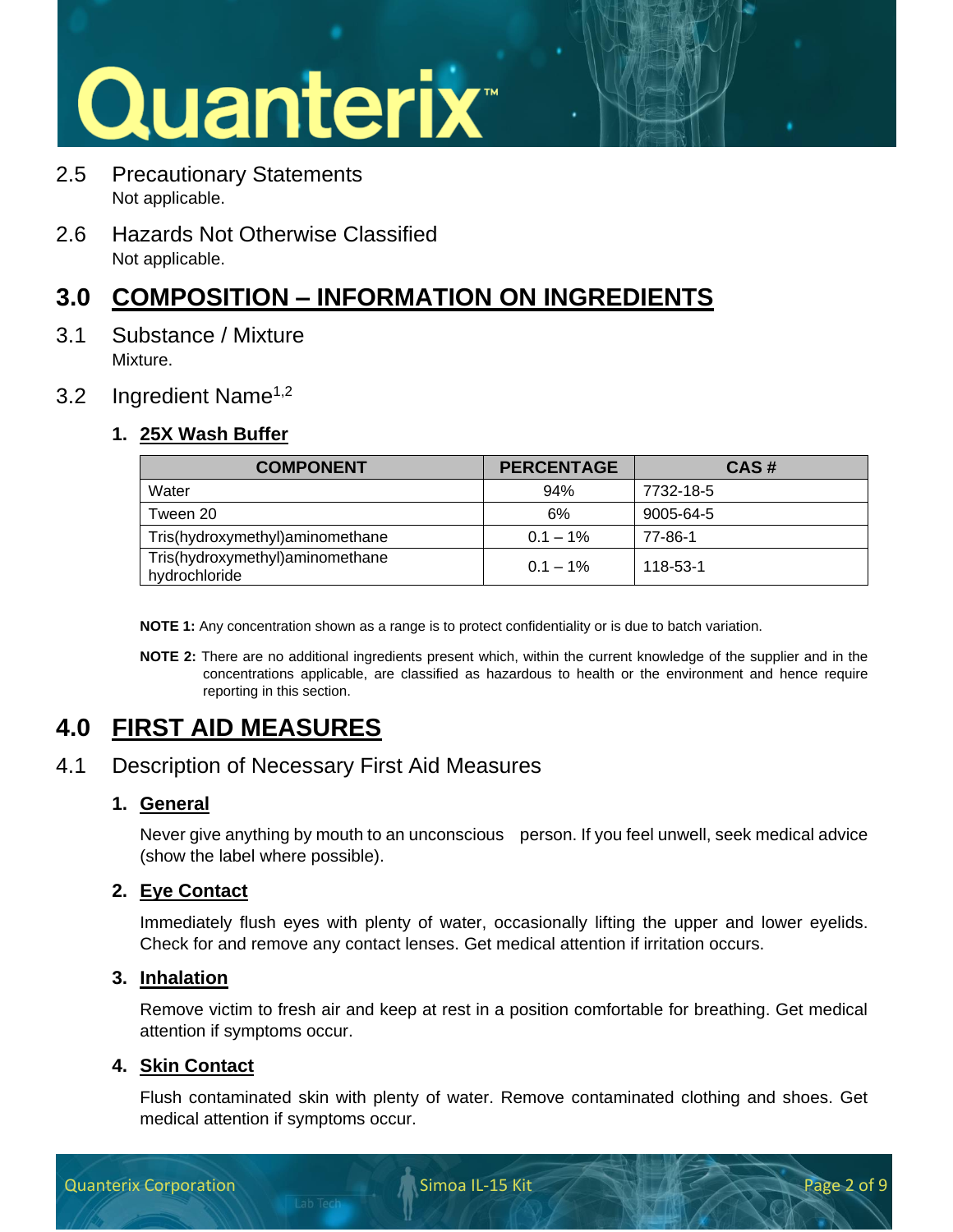## 2.5 Precautionary Statements

Not applicable.

## 2.6 Hazards Not Otherwise Classified

Not applicable.

# 3.0 COMPOSITION – INFORMATION ON INGREDIENTS

## 3.1 Substance / Mixture

Mixture.

## 3.2 Ingredient Name[1,2]

### 1. 25X Wash Buffer

| COMPONENT | PERCENTAGE | CAS # |
|---|---|---|
| Water | 94% | 7732-18-5 |
| Tween 20 | 6% | 9005-64-5 |
| Tris(hydroxymethyl)aminomethane | 0.1 – 1% | 77-86-1 |
| Tris(hydroxymethyl)aminomethane hydrochloride | 0.1 – 1% | 118-53-1 |

**NOTE 1:** Any concentration shown as a range is to protect confidentiality or is due to batch variation.

**NOTE 2:** There are no additional ingredients present which, within the current knowledge of the supplier and in the concentrations applicable, are classified as hazardous to health or the environment and hence require reporting in this section.

# 4.0 FIRST AID MEASURES

## 4.1 Description of Necessary First Aid Measures

### 1. General

Never give anything by mouth to an unconscious person. If you feel unwell, seek medical advice (show the label where possible).

### 2. Eye Contact

Immediately flush eyes with plenty of water, occasionally lifting the upper and lower eyelids. Check for and remove any contact lenses. Get medical attention if irritation occurs.

### 3. Inhalation

Remove victim to fresh air and keep at rest in a position comfortable for breathing. Get medical attention if symptoms occur.

### 4. Skin Contact

Flush contaminated skin with plenty of water. Remove contaminated clothing and shoes. Get medical attention if symptoms occur.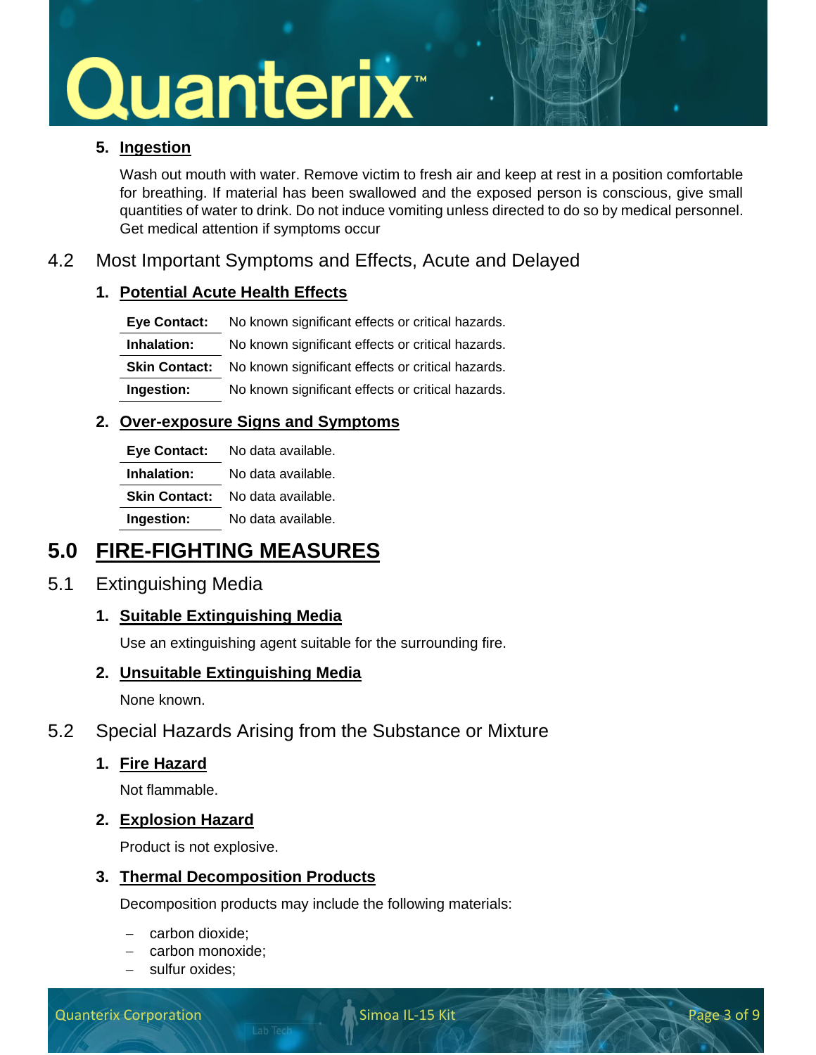### 5. Ingestion

Wash out mouth with water. Remove victim to fresh air and keep at rest in a position comfortable for breathing. If material has been swallowed and the exposed person is conscious, give small quantities of water to drink. Do not induce vomiting unless directed to do so by medical personnel. Get medical attention if symptoms occur

## 4.2 Most Important Symptoms and Effects, Acute and Delayed

### 1. Potential Acute Health Effects

| | |
|---|---|
| **Eye Contact:** | No known significant effects or critical hazards. |
| **Inhalation:** | No known significant effects or critical hazards. |
| **Skin Contact:** | No known significant effects or critical hazards. |
| **Ingestion:** | No known significant effects or critical hazards. |

### 2. Over-exposure Signs and Symptoms

| | |
|---|---|
| **Eye Contact:** | No data available. |
| **Inhalation:** | No data available. |
| **Skin Contact:** | No data available. |
| **Ingestion:** | No data available. |

# 5.0 FIRE-FIGHTING MEASURES

## 5.1 Extinguishing Media

### 1. Suitable Extinguishing Media

Use an extinguishing agent suitable for the surrounding fire.

### 2. Unsuitable Extinguishing Media

None known.

## 5.2 Special Hazards Arising from the Substance or Mixture

### 1. Fire Hazard

Not flammable.

### 2. Explosion Hazard

Product is not explosive.

### 3. Thermal Decomposition Products

Decomposition products may include the following materials:

- carbon dioxide;
- carbon monoxide;
- sulfur oxides;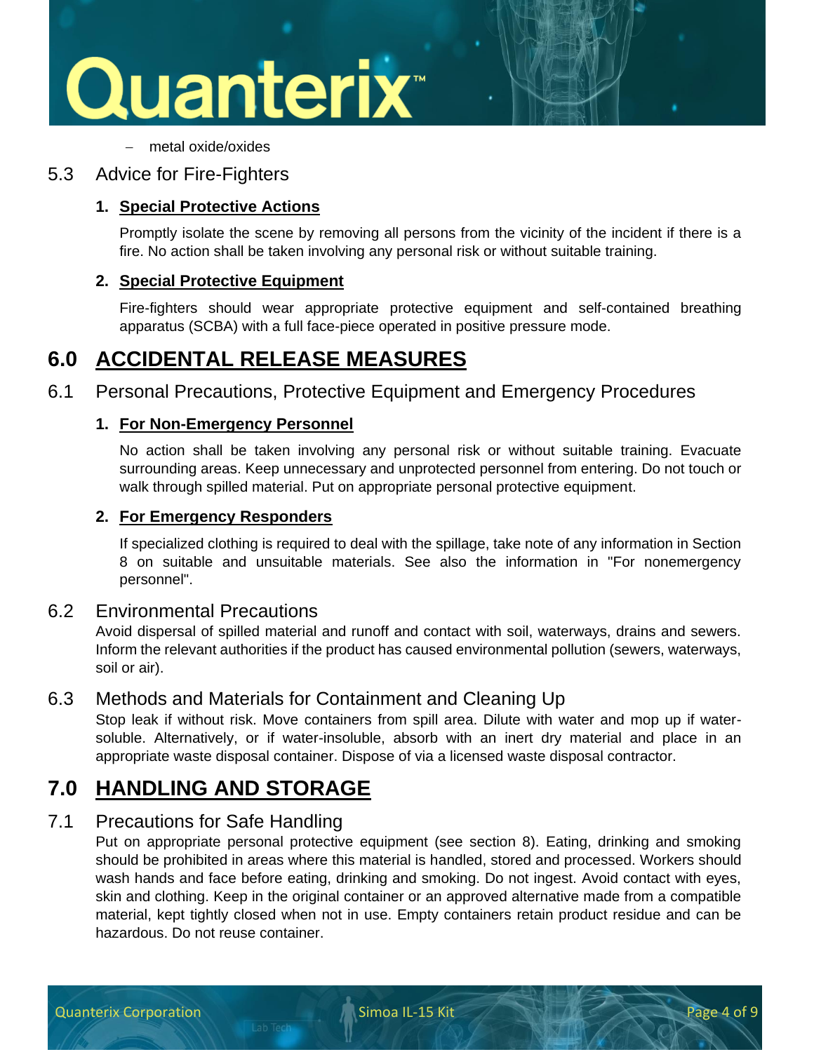- metal oxide/oxides

### 5.3 Advice for Fire-Fighters

1. **Special Protective Actions**

   Promptly isolate the scene by removing all persons from the vicinity of the incident if there is a fire. No action shall be taken involving any personal risk or without suitable training.

2. **Special Protective Equipment**

   Fire-fighters should wear appropriate protective equipment and self-contained breathing apparatus (SCBA) with a full face-piece operated in positive pressure mode.

## 6.0 ACCIDENTAL RELEASE MEASURES

### 6.1 Personal Precautions, Protective Equipment and Emergency Procedures

1. **For Non-Emergency Personnel**

   No action shall be taken involving any personal risk or without suitable training. Evacuate surrounding areas. Keep unnecessary and unprotected personnel from entering. Do not touch or walk through spilled material. Put on appropriate personal protective equipment.

2. **For Emergency Responders**

   If specialized clothing is required to deal with the spillage, take note of any information in Section 8 on suitable and unsuitable materials. See also the information in "For nonemergency personnel".

### 6.2 Environmental Precautions

Avoid dispersal of spilled material and runoff and contact with soil, waterways, drains and sewers. Inform the relevant authorities if the product has caused environmental pollution (sewers, waterways, soil or air).

### 6.3 Methods and Materials for Containment and Cleaning Up

Stop leak if without risk. Move containers from spill area. Dilute with water and mop up if water-soluble. Alternatively, or if water-insoluble, absorb with an inert dry material and place in an appropriate waste disposal container. Dispose of via a licensed waste disposal contractor.

## 7.0 HANDLING AND STORAGE

### 7.1 Precautions for Safe Handling

Put on appropriate personal protective equipment (see section 8). Eating, drinking and smoking should be prohibited in areas where this material is handled, stored and processed. Workers should wash hands and face before eating, drinking and smoking. Do not ingest. Avoid contact with eyes, skin and clothing. Keep in the original container or an approved alternative made from a compatible material, kept tightly closed when not in use. Empty containers retain product residue and can be hazardous. Do not reuse container.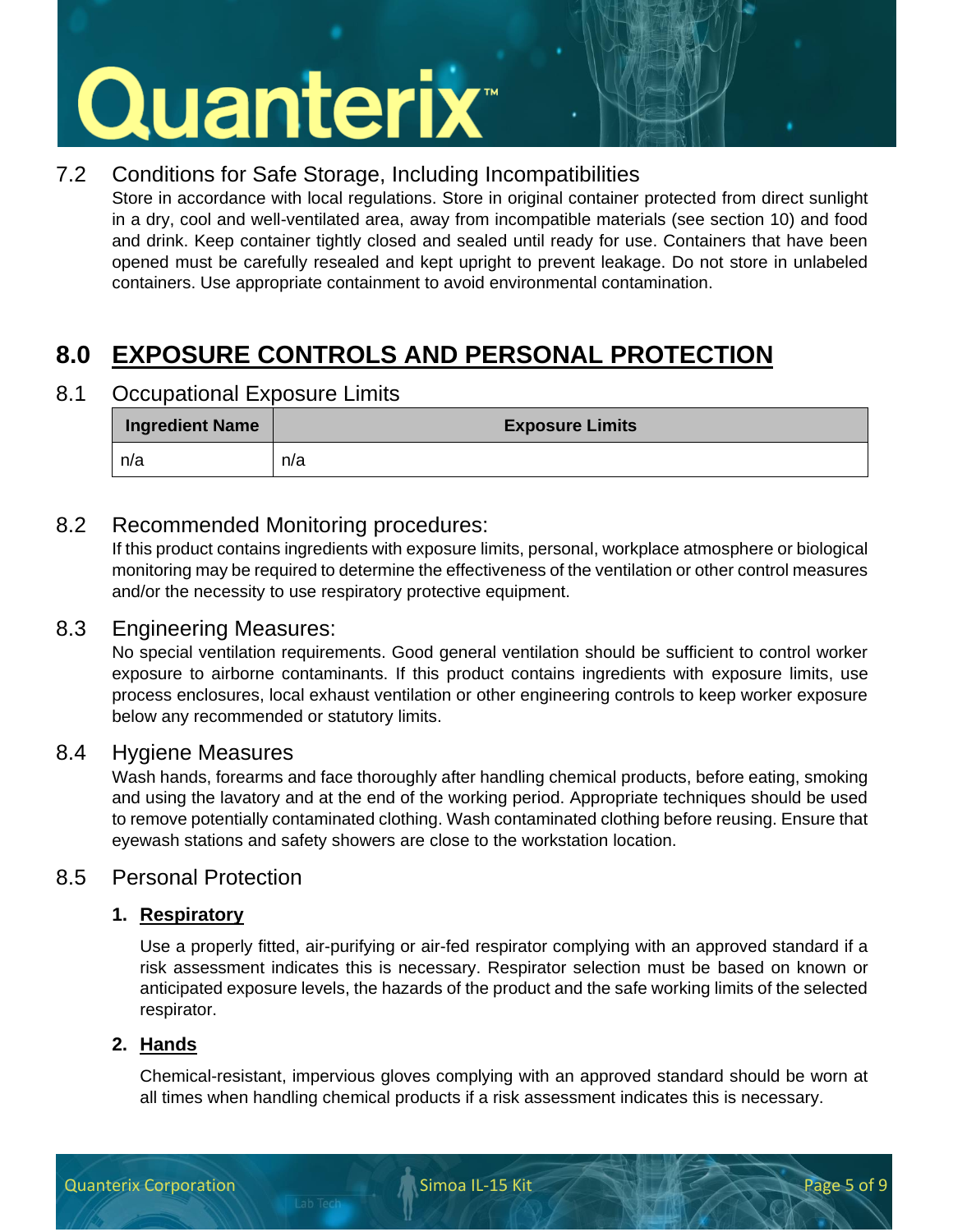### 7.2 Conditions for Safe Storage, Including Incompatibilities

Store in accordance with local regulations. Store in original container protected from direct sunlight in a dry, cool and well-ventilated area, away from incompatible materials (see section 10) and food and drink. Keep container tightly closed and sealed until ready for use. Containers that have been opened must be carefully resealed and kept upright to prevent leakage. Do not store in unlabeled containers. Use appropriate containment to avoid environmental contamination.

## 8.0 EXPOSURE CONTROLS AND PERSONAL PROTECTION

### 8.1 Occupational Exposure Limits

| Ingredient Name | Exposure Limits |
|---|---|
| n/a | n/a |

### 8.2 Recommended Monitoring procedures:

If this product contains ingredients with exposure limits, personal, workplace atmosphere or biological monitoring may be required to determine the effectiveness of the ventilation or other control measures and/or the necessity to use respiratory protective equipment.

### 8.3 Engineering Measures:

No special ventilation requirements. Good general ventilation should be sufficient to control worker exposure to airborne contaminants. If this product contains ingredients with exposure limits, use process enclosures, local exhaust ventilation or other engineering controls to keep worker exposure below any recommended or statutory limits.

### 8.4 Hygiene Measures

Wash hands, forearms and face thoroughly after handling chemical products, before eating, smoking and using the lavatory and at the end of the working period. Appropriate techniques should be used to remove potentially contaminated clothing. Wash contaminated clothing before reusing. Ensure that eyewash stations and safety showers are close to the workstation location.

### 8.5 Personal Protection

1. **Respiratory**

   Use a properly fitted, air-purifying or air-fed respirator complying with an approved standard if a risk assessment indicates this is necessary. Respirator selection must be based on known or anticipated exposure levels, the hazards of the product and the safe working limits of the selected respirator.

2. **Hands**

   Chemical-resistant, impervious gloves complying with an approved standard should be worn at all times when handling chemical products if a risk assessment indicates this is necessary.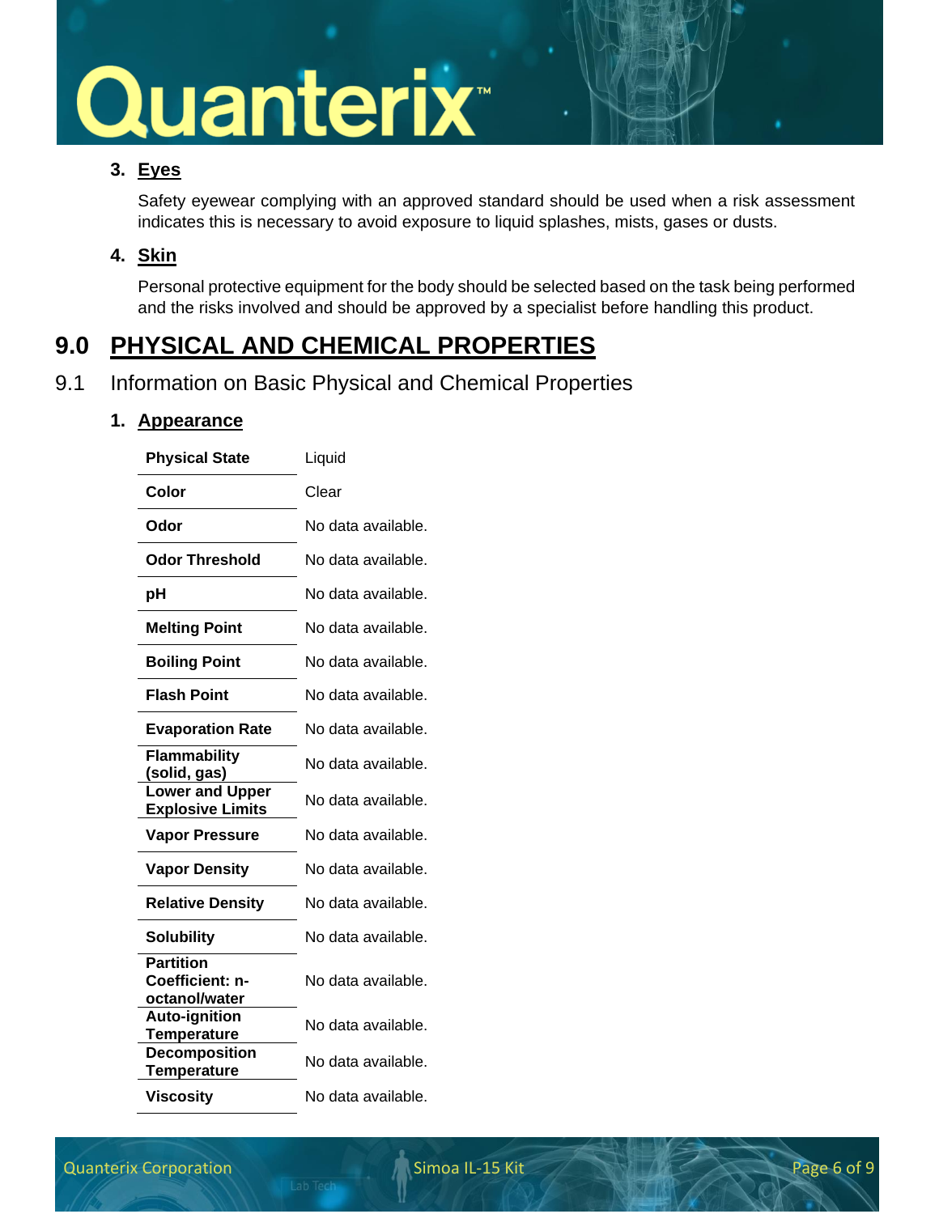### 3. Eyes

Safety eyewear complying with an approved standard should be used when a risk assessment indicates this is necessary to avoid exposure to liquid splashes, mists, gases or dusts.

### 4. Skin

Personal protective equipment for the body should be selected based on the task being performed and the risks involved and should be approved by a specialist before handling this product.

# 9.0 PHYSICAL AND CHEMICAL PROPERTIES

## 9.1 Information on Basic Physical and Chemical Properties

### 1. Appearance

| Property | Value |
|---|---|
| **Physical State** | Liquid |
| **Color** | Clear |
| **Odor** | No data available. |
| **Odor Threshold** | No data available. |
| **pH** | No data available. |
| **Melting Point** | No data available. |
| **Boiling Point** | No data available. |
| **Flash Point** | No data available. |
| **Evaporation Rate** | No data available. |
| **Flammability (solid, gas)** | No data available. |
| **Lower and Upper Explosive Limits** | No data available. |
| **Vapor Pressure** | No data available. |
| **Vapor Density** | No data available. |
| **Relative Density** | No data available. |
| **Solubility** | No data available. |
| **Partition Coefficient: n-octanol/water** | No data available. |
| **Auto-ignition Temperature** | No data available. |
| **Decomposition Temperature** | No data available. |
| **Viscosity** | No data available. |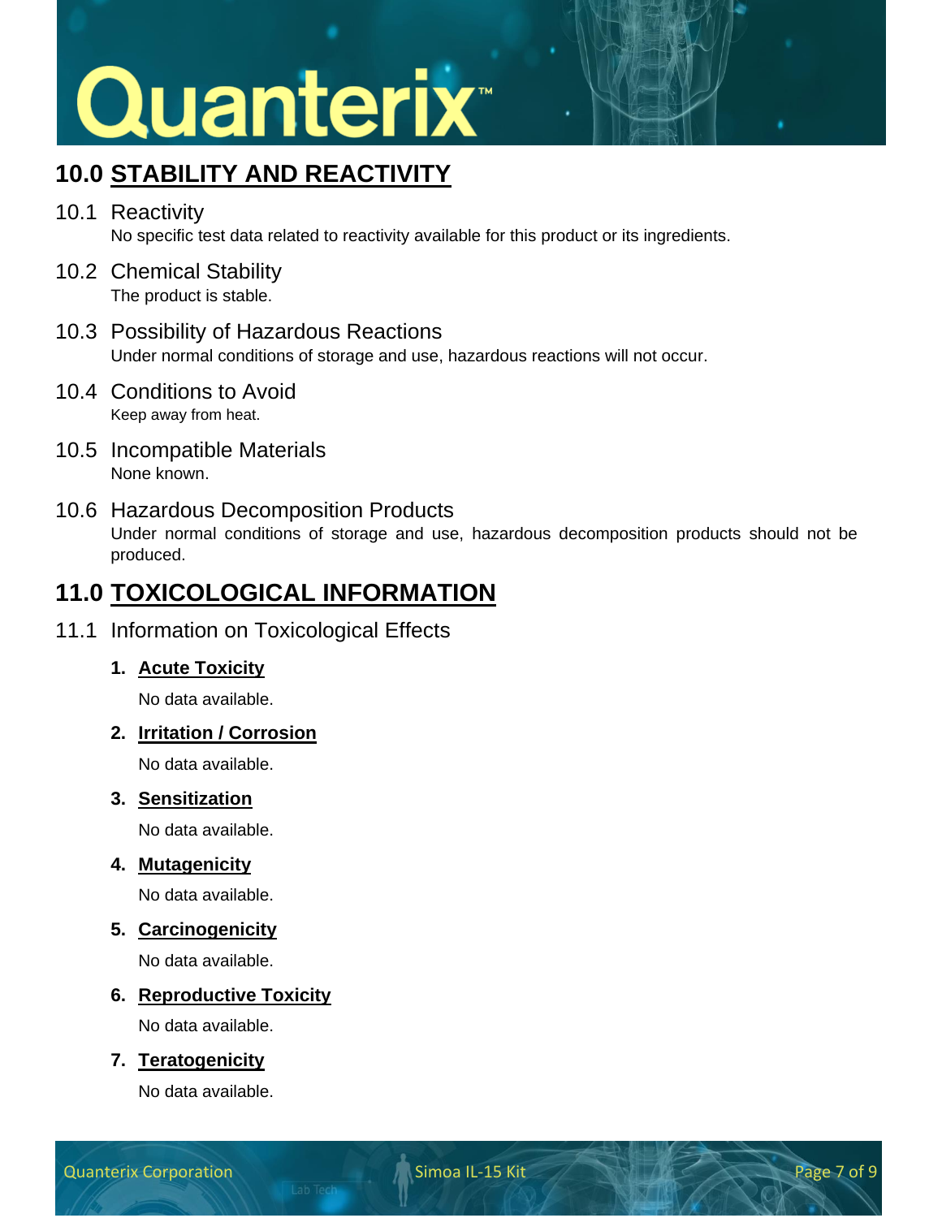## 10.0 STABILITY AND REACTIVITY

### 10.1 Reactivity

No specific test data related to reactivity available for this product or its ingredients.

### 10.2 Chemical Stability

The product is stable.

### 10.3 Possibility of Hazardous Reactions

Under normal conditions of storage and use, hazardous reactions will not occur.

### 10.4 Conditions to Avoid

Keep away from heat.

### 10.5 Incompatible Materials

None known.

### 10.6 Hazardous Decomposition Products

Under normal conditions of storage and use, hazardous decomposition products should not be produced.

## 11.0 TOXICOLOGICAL INFORMATION

### 11.1 Information on Toxicological Effects

1. **Acute Toxicity**

   No data available.

2. **Irritation / Corrosion**

   No data available.

3. **Sensitization**

   No data available.

4. **Mutagenicity**

   No data available.

5. **Carcinogenicity**

   No data available.

6. **Reproductive Toxicity**

   No data available.

7. **Teratogenicity**

   No data available.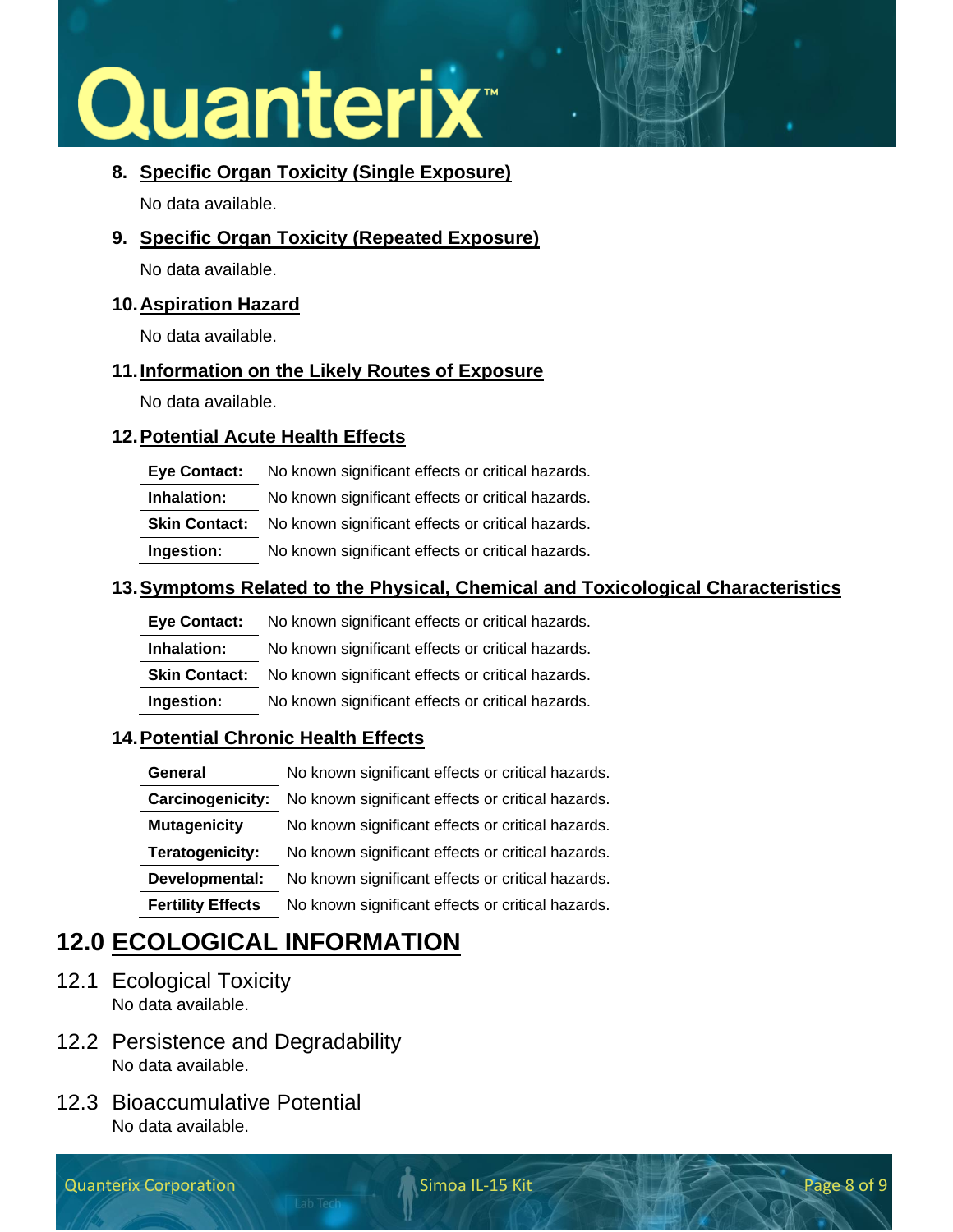8. **Specific Organ Toxicity (Single Exposure)**

   No data available.

9. **Specific Organ Toxicity (Repeated Exposure)**

   No data available.

10. **Aspiration Hazard**

    No data available.

11. **Information on the Likely Routes of Exposure**

    No data available.

12. **Potential Acute Health Effects**

| | |
|---|---|
| **Eye Contact:** | No known significant effects or critical hazards. |
| **Inhalation:** | No known significant effects or critical hazards. |
| **Skin Contact:** | No known significant effects or critical hazards. |
| **Ingestion:** | No known significant effects or critical hazards. |

13. **Symptoms Related to the Physical, Chemical and Toxicological Characteristics**

| | |
|---|---|
| **Eye Contact:** | No known significant effects or critical hazards. |
| **Inhalation:** | No known significant effects or critical hazards. |
| **Skin Contact:** | No known significant effects or critical hazards. |
| **Ingestion:** | No known significant effects or critical hazards. |

14. **Potential Chronic Health Effects**

| | |
|---|---|
| **General** | No known significant effects or critical hazards. |
| **Carcinogenicity:** | No known significant effects or critical hazards. |
| **Mutagenicity** | No known significant effects or critical hazards. |
| **Teratogenicity:** | No known significant effects or critical hazards. |
| **Developmental:** | No known significant effects or critical hazards. |
| **Fertility Effects** | No known significant effects or critical hazards. |

# 12.0 ECOLOGICAL INFORMATION

## 12.1 Ecological Toxicity

No data available.

## 12.2 Persistence and Degradability

No data available.

## 12.3 Bioaccumulative Potential

No data available.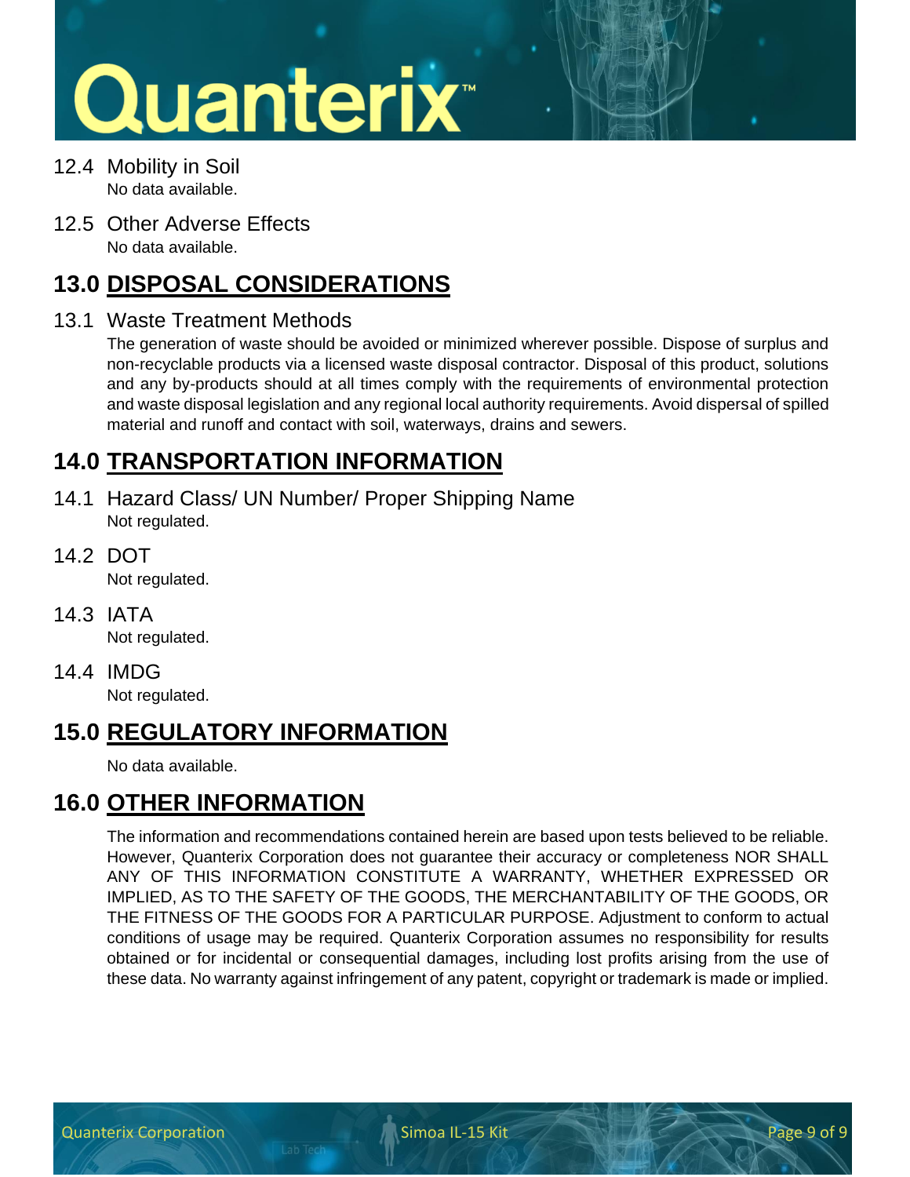### 12.4 Mobility in Soil

No data available.

### 12.5 Other Adverse Effects

No data available.

## 13.0 DISPOSAL CONSIDERATIONS

### 13.1 Waste Treatment Methods

The generation of waste should be avoided or minimized wherever possible. Dispose of surplus and non-recyclable products via a licensed waste disposal contractor. Disposal of this product, solutions and any by-products should at all times comply with the requirements of environmental protection and waste disposal legislation and any regional local authority requirements. Avoid dispersal of spilled material and runoff and contact with soil, waterways, drains and sewers.

## 14.0 TRANSPORTATION INFORMATION

### 14.1 Hazard Class/ UN Number/ Proper Shipping Name

Not regulated.

### 14.2 DOT

Not regulated.

### 14.3 IATA

Not regulated.

### 14.4 IMDG

Not regulated.

## 15.0 REGULATORY INFORMATION

No data available.

## 16.0 OTHER INFORMATION

The information and recommendations contained herein are based upon tests believed to be reliable. However, Quanterix Corporation does not guarantee their accuracy or completeness NOR SHALL ANY OF THIS INFORMATION CONSTITUTE A WARRANTY, WHETHER EXPRESSED OR IMPLIED, AS TO THE SAFETY OF THE GOODS, THE MERCHANTABILITY OF THE GOODS, OR THE FITNESS OF THE GOODS FOR A PARTICULAR PURPOSE. Adjustment to conform to actual conditions of usage may be required. Quanterix Corporation assumes no responsibility for results obtained or for incidental or consequential damages, including lost profits arising from the use of these data. No warranty against infringement of any patent, copyright or trademark is made or implied.